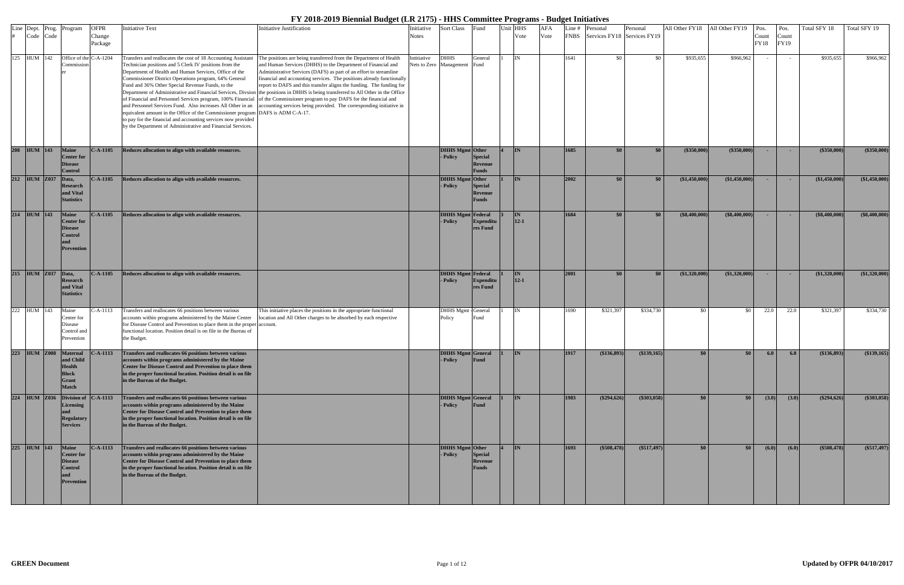# FY 2018-2019 Biennial Budget (LR 2175) - HHS Committee Programs - Budget Initiatives

| Line # | Dept. Code | Prog. Code | Program | OFPR Change Package | Initiative Text | Initiative Justification | Initiative Notes | Sort Class | Fund | Unit | HHS Vote | AFA Vote | Line # FNBS | Personal Services FY18 | Personal Services FY19 | All Other FY18 | All Other FY19 | Pos. Count FY18 | Pos. Count FY19 | Total SFY 18 | Total SFY 19 |
|---|---|---|---|---|---|---|---|---|---|---|---|---|---|---|---|---|---|---|---|---|---|
| 125 | HUM | 142 | Office of the Commissioner | C-A-1204 | Transfers and reallocates the cost of 18 Accounting Assistant Technician positions and 5 Clerk IV positions from the Department of Health and Human Services, Office of the Commissioner District Operations program, 64% General Fund and 36% Other Special Revenue Funds, to the Department of Administrative and Financial Services, Divison of Financial and Personnel Services program, 100% Financial and Personnel Services Fund. Also increases All Other in an equivalent amount in the Office of the Commissioner program to pay for the financial and accounting services now provided by the Department of Administrative and Financial Services. | The positions are being transferred from the Department of Health and Human Services (DHHS) to the Department of Financial and Administrative Services (DAFS) as part of an effort to streamline financial and accounting services. The positions already functionally report to DAFS and this transfer aligns the funding. The funding for the positions in DHHS is being transferred to All Other in the Office of the Commissioner program to pay DAFS for the financial and accounting services being provided. The corresponding initiative in DAFS is ADM C-A-17. | Inititative Nets to Zero | DHHS Management | General Fund | 1 | IN | | 1641 | $0 | $0 | $935,655 | $966,962 | - | - | $935,655 | $966,962 |
| **208** | **HUM** | **143** | **Maine Center for Disease Control** | **C-A-1105** | **Reduces allocation to align with available resources.** | | | **DHHS Mgmt - Policy** | **Other Special Revenue Funds** | **4** | **IN** | | **1685** | **$0** | **$0** | **($350,000)** | **($350,000)** | **-** | **-** | **($350,000)** | **($350,000)** |
| **212** | **HUM** | **Z037** | **Data, Research and Vital Statistics** | **C-A-1105** | **Reduces allocation to align with available resources.** | | | **DHHS Mgmt - Policy** | **Other Special Revenue Funds** | **1** | **IN** | | **2002** | **$0** | **$0** | **($1,450,000)** | **($1,450,000)** | **-** | **-** | **($1,450,000)** | **($1,450,000)** |
| **214** | **HUM** | **143** | **Maine Center for Disease Control and Prevention** | **C-A-1105** | **Reduces allocation to align with available resources.** | | | **DHHS Mgmt - Policy** | **Federal Expenditures Fund** | **3** | **IN 12-1** | | **1684** | **$0** | **$0** | **($8,400,000)** | **($8,400,000)** | **-** | **-** | **($8,400,000)** | **($8,400,000)** |
| **215** | **HUM** | **Z037** | **Data, Research and Vital Statistics** | **C-A-1105** | **Reduces allocation to align with available resources.** | | | **DHHS Mgmt - Policy** | **Federal Expenditures Fund** | **1** | **IN 12-1** | | **2001** | **$0** | **$0** | **($1,320,000)** | **($1,320,000)** | **-** | **-** | **($1,320,000)** | **($1,320,000)** |
| 222 | HUM | 143 | Maine Center for Disease Control and Prevention | C-A-1113 | Transfers and reallocates 66 positions between various accounts within programs administered by the Maine Center for Disease Control and Prevention to place them in the proper functional location. Position detail is on file in the Bureau of the Budget. | This initiative places the positions in the appropriate functional location and All Other charges to be absorbed by each respective account. | | DHHS Mgmt - Policy | General Fund | 1 | IN | | 1690 | $321,397 | $334,730 | $0 | $0 | 22.0 | 22.0 | $321,397 | $334,730 |
| **223** | **HUM** | **Z008** | **Maternal and Child Health Block Grant Match** | **C-A-1113** | **Transfers and reallocates 66 positions between various accounts within programs administered by the Maine Center for Disease Control and Prevention to place them in the proper functional location. Position detail is on file in the Bureau of the Budget.** | | | **DHHS Mgmt - Policy** | **General Fund** | **1** | **IN** | | **1917** | **($136,893)** | **($139,165)** | **$0** | **$0** | **6.0** | **6.0** | **($136,893)** | **($139,165)** |
| **224** | **HUM** | **Z036** | **Division of Licensing and Regulatory Services** | **C-A-1113** | **Transfers and reallocates 66 positions between various accounts within programs administered by the Maine Center for Disease Control and Prevention to place them in the proper functional location. Position detail is on file in the Bureau of the Budget.** | | | **DHHS Mgmt - Policy** | **General Fund** | **1** | **IN** | | **1983** | **($294,626)** | **($303,058)** | **$0** | **$0** | **(3.0)** | **(3.0)** | **($294,626)** | **($303,058)** |
| **225** | **HUM** | **143** | **Maine Center for Disease Control and Prevention** | **C-A-1113** | **Transfers and reallocates 66 positions between various accounts within programs administered by the Maine Center for Disease Control and Prevention to place them in the proper functional location. Position detail is on file in the Bureau of the Budget.** | | | **DHHS Mgmt - Policy** | **Other Special Revenue Funds** | **4** | **IN** | | **1693** | **($508,478)** | **($517,497)** | **$0** | **$0** | **(6.0)** | **(6.0)** | **($508,478)** | **($517,497)** |

**GREEN Document**

**Updated by OFPR 04/10/2017**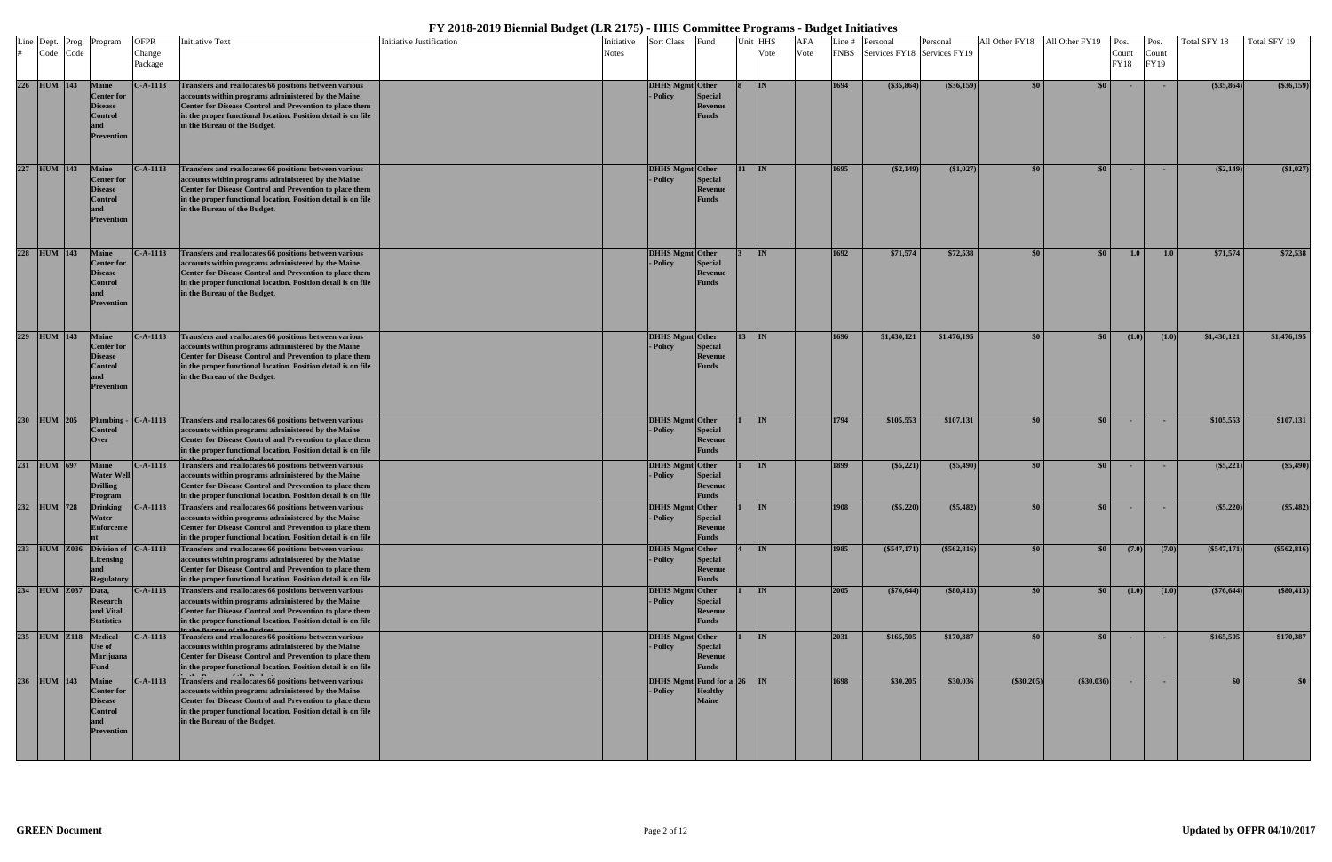# FY 2018-2019 Biennial Budget (LR 2175) - HHS Committee Programs - Budget Initiatives

| Line # | Dept. Code | Prog. Code | Program | OFPR Change Package | Initiative Text | Initiative Justification | Initiative Notes | Sort Class | Fund | Unit | HHS Vote | AFA Vote | Line # FNBS | Personal Services FY18 | Personal Services FY19 | All Other FY18 | All Other FY19 | Pos. Count FY18 | Pos. Count FY19 | Total SFY 18 | Total SFY 19 |
|---|---|---|---|---|---|---|---|---|---|---|---|---|---|---|---|---|---|---|---|---|---|
| 226 | HUM | 143 | Maine Center for Disease Control and Prevention | C-A-1113 | Transfers and reallocates 66 positions between various accounts within programs administered by the Maine Center for Disease Control and Prevention to place them in the proper functional location. Position detail is on file in the Bureau of the Budget. | | | DHHS Mgmt - Policy | Other Special Revenue Funds | 8 | IN | | 1694 | ($35,864) | ($36,159) | $0 | $0 | - | - | ($35,864) | ($36,159) |
| 227 | HUM | 143 | Maine Center for Disease Control and Prevention | C-A-1113 | Transfers and reallocates 66 positions between various accounts within programs administered by the Maine Center for Disease Control and Prevention to place them in the proper functional location. Position detail is on file in the Bureau of the Budget. | | | DHHS Mgmt - Policy | Other Special Revenue Funds | 11 | IN | | 1695 | ($2,149) | ($1,027) | $0 | $0 | - | - | ($2,149) | ($1,027) |
| 228 | HUM | 143 | Maine Center for Disease Control and Prevention | C-A-1113 | Transfers and reallocates 66 positions between various accounts within programs administered by the Maine Center for Disease Control and Prevention to place them in the proper functional location. Position detail is on file in the Bureau of the Budget. | | | DHHS Mgmt - Policy | Other Special Revenue Funds | 3 | IN | | 1692 | $71,574 | $72,538 | $0 | $0 | 1.0 | 1.0 | $71,574 | $72,538 |
| 229 | HUM | 143 | Maine Center for Disease Control and Prevention | C-A-1113 | Transfers and reallocates 66 positions between various accounts within programs administered by the Maine Center for Disease Control and Prevention to place them in the proper functional location. Position detail is on file in the Bureau of the Budget. | | | DHHS Mgmt - Policy | Other Special Revenue Funds | 13 | IN | | 1696 | $1,430,121 | $1,476,195 | $0 | $0 | (1.0) | (1.0) | $1,430,121 | $1,476,195 |
| 230 | HUM | 205 | Plumbing - Control Over | C-A-1113 | Transfers and reallocates 66 positions between various accounts within programs administered by the Maine Center for Disease Control and Prevention to place them in the proper functional location. Position detail is on file in the Bureau of the Budget. | | | DHHS Mgmt - Policy | Other Special Revenue Funds | 1 | IN | | 1794 | $105,553 | $107,131 | $0 | $0 | - | - | $105,553 | $107,131 |
| 231 | HUM | 697 | Maine Water Well Drilling Program | C-A-1113 | Transfers and reallocates 66 positions between various accounts within programs administered by the Maine Center for Disease Control and Prevention to place them in the proper functional location. Position detail is on file in the Bureau of the Budget. | | | DHHS Mgmt - Policy | Other Special Revenue Funds | 1 | IN | | 1899 | ($5,221) | ($5,490) | $0 | $0 | - | - | ($5,221) | ($5,490) |
| 232 | HUM | 728 | Drinking Water Enforcement | C-A-1113 | Transfers and reallocates 66 positions between various accounts within programs administered by the Maine Center for Disease Control and Prevention to place them in the proper functional location. Position detail is on file in the Bureau of the Budget. | | | DHHS Mgmt - Policy | Other Special Revenue Funds | 1 | IN | | 1908 | ($5,220) | ($5,482) | $0 | $0 | - | - | ($5,220) | ($5,482) |
| 233 | HUM | Z036 | Division of Licensing and Regulatory | C-A-1113 | Transfers and reallocates 66 positions between various accounts within programs administered by the Maine Center for Disease Control and Prevention to place them in the proper functional location. Position detail is on file in the Bureau of the Budget. | | | DHHS Mgmt - Policy | Other Special Revenue Funds | 4 | IN | | 1985 | ($547,171) | ($562,816) | $0 | $0 | (7.0) | (7.0) | ($547,171) | ($562,816) |
| 234 | HUM | Z037 | Data, Research and Vital Statistics | C-A-1113 | Transfers and reallocates 66 positions between various accounts within programs administered by the Maine Center for Disease Control and Prevention to place them in the proper functional location. Position detail is on file in the Bureau of the Budget. | | | DHHS Mgmt - Policy | Other Special Revenue Funds | 1 | IN | | 2005 | ($76,644) | ($80,413) | $0 | $0 | (1.0) | (1.0) | ($76,644) | ($80,413) |
| 235 | HUM | Z118 | Medical Use of Marijuana Fund | C-A-1113 | Transfers and reallocates 66 positions between various accounts within programs administered by the Maine Center for Disease Control and Prevention to place them in the proper functional location. Position detail is on file in the Bureau of the Budget. | | | DHHS Mgmt - Policy | Other Special Revenue Funds | 1 | IN | | 2031 | $165,505 | $170,387 | $0 | $0 | - | - | $165,505 | $170,387 |
| 236 | HUM | 143 | Maine Center for Disease Control and Prevention | C-A-1113 | Transfers and reallocates 66 positions between various accounts within programs administered by the Maine Center for Disease Control and Prevention to place them in the proper functional location. Position detail is on file in the Bureau of the Budget. | | | DHHS Mgmt - Policy | Fund for a Healthy Maine | 26 | IN | | 1698 | $30,205 | $30,036 | ($30,205) | ($30,036) | - | - | $0 | $0 |

**GREEN Document** | Updated by OFPR 04/10/2017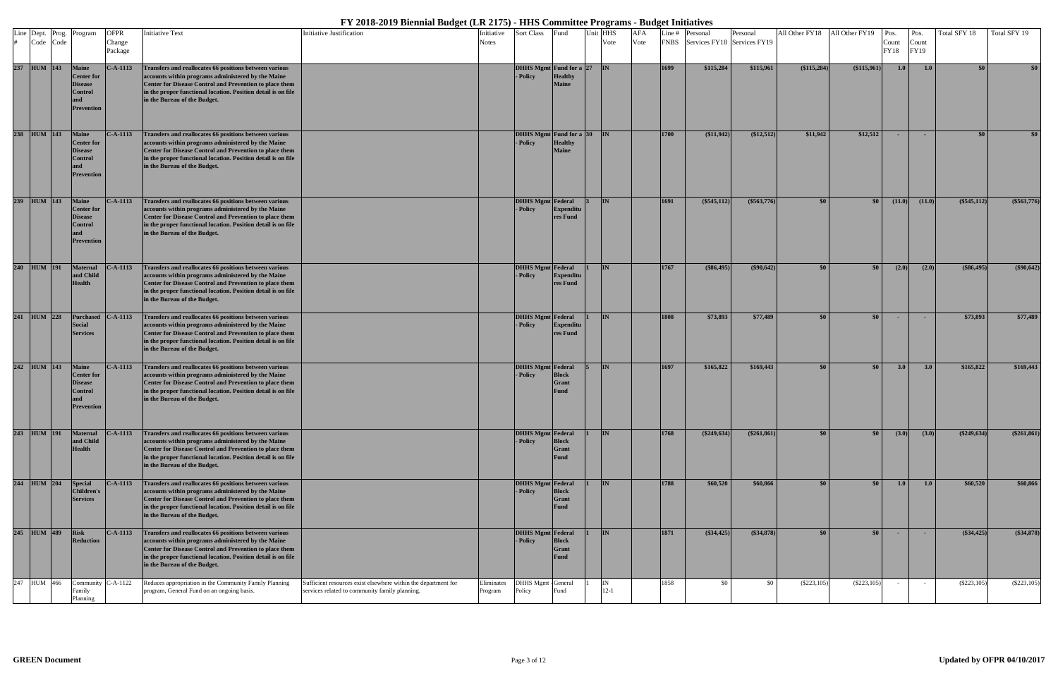# FY 2018-2019 Biennial Budget (LR 2175) - HHS Committee Programs - Budget Initiatives

| Line # | Dept. Code | Prog. Code | Program | OFPR Change Package | Initiative Text | Initiative Justification | Initiative Notes | Sort Class | Fund | Unit | HHS Vote | AFA Vote | Line # FNBS | Personal Services FY18 | Personal Services FY19 | All Other FY18 | All Other FY19 | Pos. Count FY18 | Pos. Count FY19 | Total SFY 18 | Total SFY 19 |
|---|---|---|---|---|---|---|---|---|---|---|---|---|---|---|---|---|---|---|---|---|---|
| 237 | HUM | 143 | Maine Center for Disease Control and Prevention | C-A-1113 | Transfers and reallocates 66 positions between various accounts within programs administered by the Maine Center for Disease Control and Prevention to place them in the proper functional location. Position detail is on file in the Bureau of the Budget. | | | DHHS Mgmt - Policy | Fund for a Healthy Maine | 27 | IN | | 1699 | $115,284 | $115,961 | ($115,284) | ($115,961) | 1.0 | 1.0 | $0 | $0 |
| 238 | HUM | 143 | Maine Center for Disease Control and Prevention | C-A-1113 | Transfers and reallocates 66 positions between various accounts within programs administered by the Maine Center for Disease Control and Prevention to place them in the proper functional location. Position detail is on file in the Bureau of the Budget. | | | DHHS Mgmt - Policy | Fund for a Healthy Maine | 30 | IN | | 1700 | ($11,942) | ($12,512) | $11,942 | $12,512 | - | - | $0 | $0 |
| 239 | HUM | 143 | Maine Center for Disease Control and Prevention | C-A-1113 | Transfers and reallocates 66 positions between various accounts within programs administered by the Maine Center for Disease Control and Prevention to place them in the proper functional location. Position detail is on file in the Bureau of the Budget. | | | DHHS Mgmt - Policy | Federal Expenditures Fund | 3 | IN | | 1691 | ($545,112) | ($563,776) | $0 | $0 | (11.0) | (11.0) | ($545,112) | ($563,776) |
| 240 | HUM | 191 | Maternal and Child Health | C-A-1113 | Transfers and reallocates 66 positions between various accounts within programs administered by the Maine Center for Disease Control and Prevention to place them in the proper functional location. Position detail is on file in the Bureau of the Budget. | | | DHHS Mgmt - Policy | Federal Expenditures Fund | 1 | IN | | 1767 | ($86,495) | ($90,642) | $0 | $0 | (2.0) | (2.0) | ($86,495) | ($90,642) |
| 241 | HUM | 228 | Purchased Social Services | C-A-1113 | Transfers and reallocates 66 positions between various accounts within programs administered by the Maine Center for Disease Control and Prevention to place them in the proper functional location. Position detail is on file in the Bureau of the Budget. | | | DHHS Mgmt - Policy | Federal Expenditures Fund | 1 | IN | | 1808 | $73,893 | $77,489 | $0 | $0 | - | - | $73,893 | $77,489 |
| 242 | HUM | 143 | Maine Center for Disease Control and Prevention | C-A-1113 | Transfers and reallocates 66 positions between various accounts within programs administered by the Maine Center for Disease Control and Prevention to place them in the proper functional location. Position detail is on file in the Bureau of the Budget. | | | DHHS Mgmt - Policy | Federal Block Grant Fund | 5 | IN | | 1697 | $165,822 | $169,443 | $0 | $0 | 3.0 | 3.0 | $165,822 | $169,443 |
| 243 | HUM | 191 | Maternal and Child Health | C-A-1113 | Transfers and reallocates 66 positions between various accounts within programs administered by the Maine Center for Disease Control and Prevention to place them in the proper functional location. Position detail is on file in the Bureau of the Budget. | | | DHHS Mgmt - Policy | Federal Block Grant Fund | 1 | IN | | 1768 | ($249,634) | ($261,861) | $0 | $0 | (3.0) | (3.0) | ($249,634) | ($261,861) |
| 244 | HUM | 204 | Special Children's Services | C-A-1113 | Transfers and reallocates 66 positions between various accounts within programs administered by the Maine Center for Disease Control and Prevention to place them in the proper functional location. Position detail is on file in the Bureau of the Budget. | | | DHHS Mgmt - Policy | Federal Block Grant Fund | 1 | IN | | 1788 | $60,520 | $60,866 | $0 | $0 | 1.0 | 1.0 | $60,520 | $60,866 |
| 245 | HUM | 489 | Risk Reduction | C-A-1113 | Transfers and reallocates 66 positions between various accounts within programs administered by the Maine Center for Disease Control and Prevention to place them in the proper functional location. Position detail is on file in the Bureau of the Budget. | | | DHHS Mgmt - Policy | Federal Block Grant Fund | 1 | IN | | 1871 | ($34,425) | ($34,878) | $0 | $0 | - | - | ($34,425) | ($34,878) |
| 247 | HUM | 466 | Community Family Planning | C-A-1122 | Reduces appropriation in the Community Family Planning program, General Fund on an ongoing basis. | Sufficient resources exist elsewhere within the department for services related to community family planning. | Eliminates Program | DHHS Mgmt - Policy | General Fund | 1 | IN 12-1 | | 1858 | $0 | $0 | ($223,105) | ($223,105) | - | - | ($223,105) | ($223,105) |

GREEN Document

Updated by OFPR 04/10/2017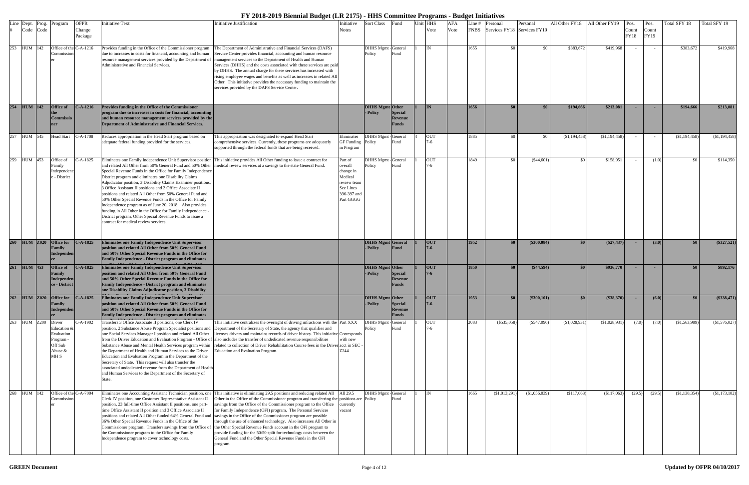# FY 2018-2019 Biennial Budget (LR 2175) - HHS Committee Programs - Budget Initiatives

| Line # | Dept. Code | Prog. Code | Program | OFPR Change Package | Initiative Text | Initiative Justification | Initiative Notes | Sort Class | Fund | Unit | HHS Vote | AFA Vote | Line # FNBS | Personal Services FY18 | Personal Services FY19 | All Other FY18 | All Other FY19 | Pos. Count FY18 | Pos. Count FY19 | Total SFY 18 | Total SFY 19 |
|---|---|---|---|---|---|---|---|---|---|---|---|---|---|---|---|---|---|---|---|---|---|
| 253 | HUM | 142 | Office of the Commissioner | C-A-1216 | Provides funding in the Office of the Commissioner program due to increases in costs for financial, accounting and human resource management services provided by the Department of Administrative and Financial Services. | The Department of Administrative and Financial Services (DAFS) Service Center provides financial, accounting and human resource management services to the Department of Health and Human Services (DHHS) and the costs associated with these services are paid by DHHS. The annual charge for these services has increased with rising employee wages and benefits as well as increases in related All Other. This initiative provides the necessary funding to maintain the services provided by the DAFS Service Center. | | DHHS Mgmt - Policy | General Fund | | IN | | 1655 | $0 | $0 | $383,672 | $419,968 | - | - | $383,672 | $419,968 |
| **254** | **HUM** | **142** | **Office of the Commissioner** | **C-A-1216** | **Provides funding in the Office of the Commissioner program due to increases in costs for financial, accounting and human resource management services provided by the Department of Administrative and Financial Services.** | | | **DHHS Mgmt - Policy** | **Other Special Revenue Funds** | | **IN** | | **1656** | **$0** | **$0** | **$194,666** | **$213,081** | **-** | **-** | **$194,666** | **$213,081** |
| 257 | HUM | 545 | Head Start | C-A-1708 | Reduces appropriation in the Head Start program based on adequate federal funding provided for the services. | This appropriation was designated to expand Head Start comprehensive services. Currently, these programs are adequately supported through the federal funds that are being received. | Eliminates GF Funding in Program | DHHS Mgmt - Policy | General Fund | 4 | OUT 7-6 | | 1885 | $0 | $0 | ($1,194,458) | ($1,194,458) | - | - | ($1,194,458) | ($1,194,458) |
| 259 | HUM | 453 | Office of Family Independence - District | C-A-1825 | Eliminates one Family Independence Unit Supervisor position and related All Other from 50% General Fund and 50% Other Special Revenue Funds in the Office for Family Independence District program and eliminates one Disability Claims Adjudicator position, 3 Disability Claims Examiner positions, 3 Office Assistant II positions and 2 Office Associate II positions and related All Other from 50% General Fund and 50% Other Special Revenue Funds in the Office for Family Independence program as of June 20, 2018. Also provides funding in All Other in the Office for Family Independence - District program, Other Special Revenue Funds to issue a contract for medical review services. | This initiative provides All Other funding to issue a contract for medical review services at a savings to the state General Fund. | Part of overall change in Medical review team See Lines 396-397 and Part GGGG | DHHS Mgmt - Policy | General Fund | | OUT 7-6 | | 1849 | $0 | ($44,601) | $0 | $158,951 | - | (1.0) | $0 | $114,350 |
| **260** | **HUM** | **Z020** | **Office for Family Independence** | **C-A-1825** | **Eliminates one Family Independence Unit Supervisor position and related All Other from 50% General Fund and 50% Other Special Revenue Funds in the Office for Family Independence - District program and eliminates** | | | **DHHS Mgmt - Policy** | **General Fund** | | **OUT 7-6** | | **1952** | **$0** | **($300,084)** | **$0** | **($27,437)** | **-** | **(3.0)** | **$0** | **($327,521)** |
| **261** | **HUM** | **453** | **Office of Family Independence - District** | **C-A-1825** | **Eliminates one Family Independence Unit Supervisor position and related All Other from 50% General Fund and 50% Other Special Revenue Funds in the Office for Family Independence - District program and eliminates one Disability Claims Adjudicator position, 3 Disability** | | | **DHHS Mgmt - Policy** | **Other Special Revenue Funds** | | **OUT 7-6** | | **1850** | **$0** | **($44,594)** | **$0** | **$936,770** | **-** | **-** | **$0** | **$892,176** |
| **262** | **HUM** | **Z020** | **Office for Family Independence** | **C-A-1825** | **Eliminates one Family Independence Unit Supervisor position and related All Other from 50% General Fund and 50% Other Special Revenue Funds in the Office for Family Independence - District program and eliminates** | | | **DHHS Mgmt - Policy** | **Other Special Revenue Funds** | | **OUT 7-6** | | **1953** | **$0** | **($300,101)** | **$0** | **($38,370)** | **-** | **(6.0)** | **$0** | **($338,471)** |
| 263 | HUM | Z200 | Driver Education & Evaluation Program - Off Sub Abuse & MH S | C-A-1902 | Transfers 3 Office Associate II positions, one Clerk IV position, 2 Substance Abuse Program Specialist positions and one Social Services Manager I position and related All Other from the Driver Education and Evaluation Program - Office of Substance Abuse and Mental Health Services program within the Department of Health and Human Services to the Driver Education and Evaluation Program in the Department of the Secretary of State. This request will also transfer the associated undedicated revenue from the Department of Health and Human Services to the Department of the Secretary of State. | This initiative centralizes the oversight of driving infractions with the Department of the Secretary of State, the agency that qualifies and licenses drivers and maintains records of driver history. This initiative also includes the transfer of undedicated revenue responsibilities related to collection of Driver Rehabilitation Course fees in the Driver Education and Evaluation Program. | Part XXX Corresponds with new acct in SEC - Z244 | DHHS Mgmt - Policy | General Fund | 1 | OUT 7-6 | | 2083 | ($535,058) | ($547,096) | ($1,028,931) | ($1,028,931) | (7.0) | (7.0) | ($1,563,989) | ($1,576,027) |
| 268 | HUM | 142 | Office of the Commissioner | C-A-7004 | Eliminates one Accounting Assistant Technician position, one Clerk IV position, one Customer Representative Assistant II position, 23 full-time Office Assistant II positions, one part-time Office Assistant II position and 3 Office Associate II positions and related All Other funded 64% General Fund and 36% Other Special Revenue Funds in the Office of the Commissioner program. Transfers savings from the Office of the Commissioner program to the Office for Family Independence program to cover technology costs. | This initiative is eliminating 29.5 positions and reducing related All Other in the Office of the Commissioner program and transferring the savings from the Office of the Commissioner program to the Office for Family Independence (OFI) program. The Personal Services savings in the Office of the Commissioner program are possible through the use of enhanced technology. Also increases All Other in the Other Special Revenue Funds account in the OFI program to provide funding for the 50/50 split for technology costs between the General Fund and the Other Special Revenue Funds in the OFI program. | All 29.5 positions are currently vacant | DHHS Mgmt - Policy | General Fund | 1 | IN | | 1665 | ($1,013,291) | ($1,056,039) | ($117,063) | ($117,063) | (29.5) | (29.5) | ($1,130,354) | ($1,173,102) |

**GREEN Document** | Updated by OFPR 04/10/2017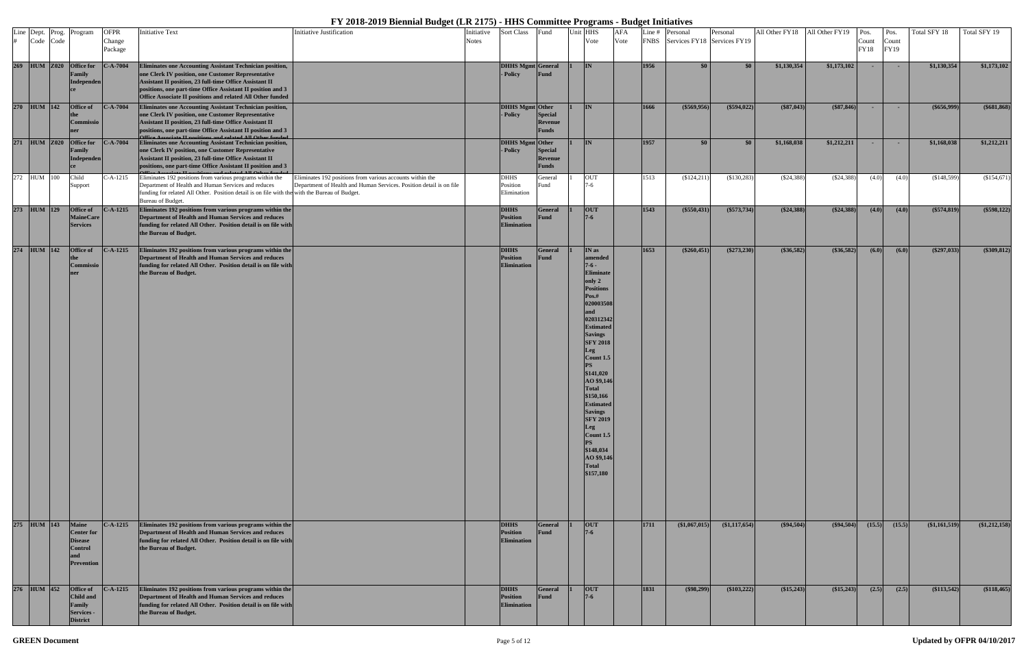# FY 2018-2019 Biennial Budget (LR 2175) - HHS Committee Programs - Budget Initiatives

| Line # | Dept. Code | Prog. Code | Program | OFPR Change Package | Initiative Text | Initiative Justification | Initiative Notes | Sort Class | Fund | Unit | HHS Vote | AFA Vote | Line # FNBS | Personal Services FY18 | Personal Services FY19 | All Other FY18 | All Other FY19 | Pos. Count FY18 | Pos. Count FY19 | Total SFY 18 | Total SFY 19 |
|---|---|---|---|---|---|---|---|---|---|---|---|---|---|---|---|---|---|---|---|---|---|
| **269** | **HUM** | **Z020** | **Office for Family Independence** | **C-A-7004** | **Eliminates one Accounting Assistant Technician position, one Clerk IV position, one Customer Representative Assistant II position, 23 full-time Office Assistant II positions, one part-time Office Assistant II position and 3 Office Associate II positions and related All Other funded** | | | **DHHS Mgmt - Policy** | **General Fund** | **1** | **IN** | | **1956** | **$0** | **$0** | **$1,130,354** | **$1,173,102** | **-** | **-** | **$1,130,354** | **$1,173,102** |
| **270** | **HUM** | **142** | **Office of the Commissioner** | **C-A-7004** | **Eliminates one Accounting Assistant Technician position, one Clerk IV position, one Customer Representative Assistant II position, 23 full-time Office Assistant II positions, one part-time Office Assistant II position and 3 Office Associate II positions and related All Other funded** | | | **DHHS Mgmt - Policy** | **Other Special Revenue Funds** | **1** | **IN** | | **1666** | **($569,956)** | **($594,022)** | **($87,043)** | **($87,846)** | **-** | **-** | **($656,999)** | **($681,868)** |
| **271** | **HUM** | **Z020** | **Office for Family Independence** | **C-A-7004** | **Eliminates one Accounting Assistant Technician position, one Clerk IV position, one Customer Representative Assistant II position, 23 full-time Office Assistant II positions, one part-time Office Assistant II position and 3 Office Associate II positions and related All Other funded** | | | **DHHS Mgmt - Policy** | **Other Special Revenue Funds** | **1** | **IN** | | **1957** | **$0** | **$0** | **$1,168,038** | **$1,212,211** | **-** | **-** | **$1,168,038** | **$1,212,211** |
| 272 | HUM | 100 | Child Support | C-A-1215 | Eliminates 192 positions from various programs within the Department of Health and Human Services and reduces funding for related All Other. Position detail is on file with the Bureau of Budget. | Eliminates 192 positions from various accounts within the Department of Health and Human Services. Position detail is on file with the Bureau of Budget. | | DHHS Position Elimination | General Fund | 1 | OUT 7-6 | | 1513 | ($124,211) | ($130,283) | ($24,388) | ($24,388) | (4.0) | (4.0) | ($148,599) | ($154,671) |
| **273** | **HUM** | **129** | **Office of MaineCare Services** | **C-A-1215** | **Eliminates 192 positions from various programs within the Department of Health and Human Services and reduces funding for related All Other. Position detail is on file with the Bureau of Budget.** | | | **DHHS Position Elimination** | **General Fund** | **1** | **OUT 7-6** | | **1543** | **($550,431)** | **($573,734)** | **($24,388)** | **($24,388)** | **(4.0)** | **(4.0)** | **($574,819)** | **($598,122)** |
| **274** | **HUM** | **142** | **Office of the Commissioner** | **C-A-1215** | **Eliminates 192 positions from various programs within the Department of Health and Human Services and reduces funding for related All Other. Position detail is on file with the Bureau of Budget.** | | | **DHHS Position Elimination** | **General Fund** | **1** | **IN as amended 7-6 - Eliminate only 2 Positions Pos.# 020003508 and 020312342 Estimated Savings SFY 2018 Leg Count 1.5 PS $141,020 AO $9,146 Total $150,166 Estimated Savings SFY 2019 Leg Count 1.5 PS $148,034 AO $9,146 Total $157,180** | | **1653** | **($260,451)** | **($273,230)** | **($36,582)** | **($36,582)** | **(6.0)** | **(6.0)** | **($297,033)** | **($309,812)** |
| **275** | **HUM** | **143** | **Maine Center for Disease Control and Prevention** | **C-A-1215** | **Eliminates 192 positions from various programs within the Department of Health and Human Services and reduces funding for related All Other. Position detail is on file with the Bureau of Budget.** | | | **DHHS Position Elimination** | **General Fund** | **1** | **OUT 7-6** | | **1711** | **($1,067,015)** | **($1,117,654)** | **($94,504)** | **($94,504)** | **(15.5)** | **(15.5)** | **($1,161,519)** | **($1,212,158)** |
| **276** | **HUM** | **452** | **Office of Child and Family Services - District** | **C-A-1215** | **Eliminates 192 positions from various programs within the Department of Health and Human Services and reduces funding for related All Other. Position detail is on file with the Bureau of Budget.** | | | **DHHS Position Elimination** | **General Fund** | **1** | **OUT 7-6** | | **1831** | **($98,299)** | **($103,222)** | **($15,243)** | **($15,243)** | **(2.5)** | **(2.5)** | **($113,542)** | **($118,465)** |

**GREEN Document** | Updated by OFPR 04/10/2017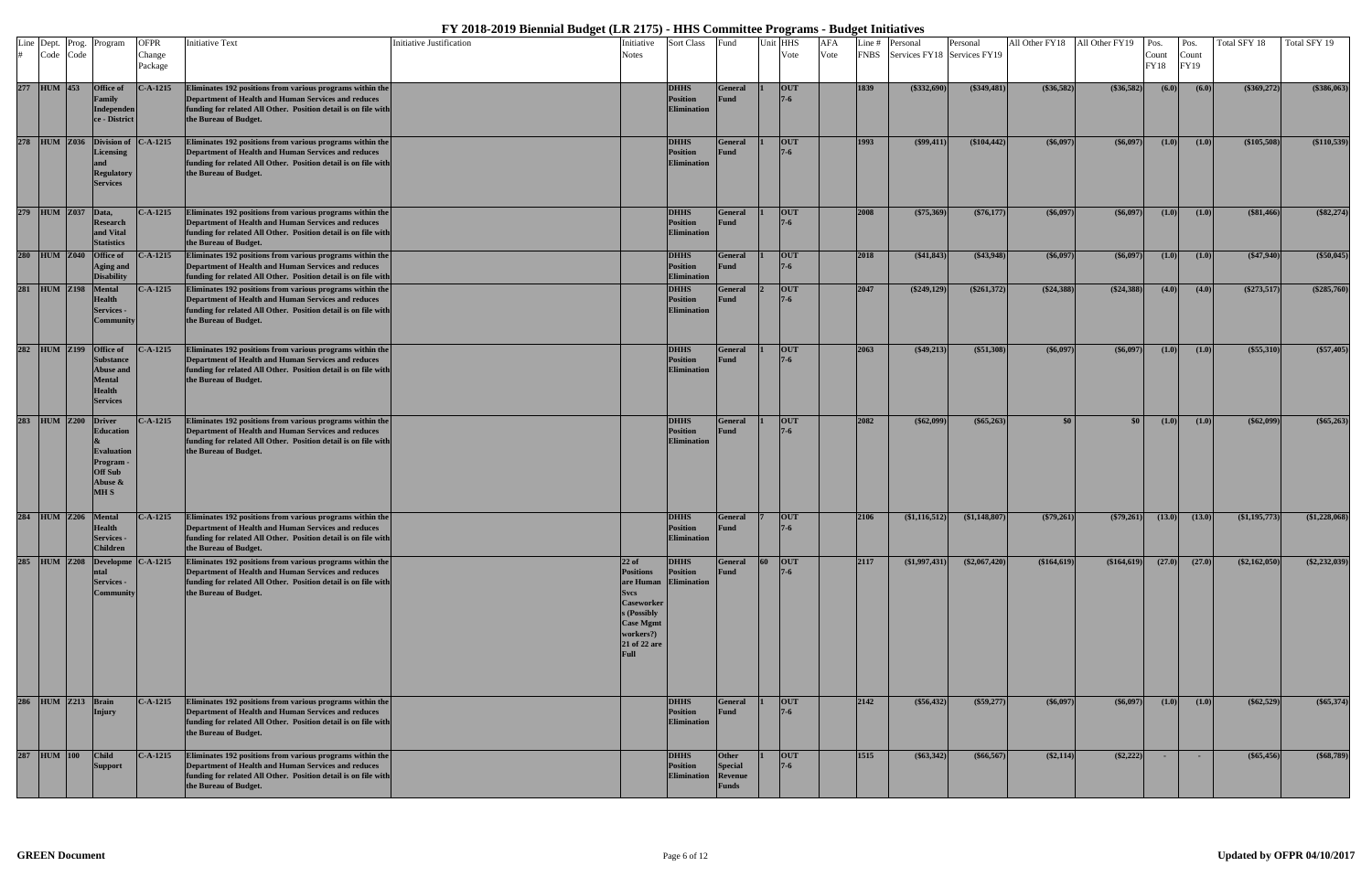# FY 2018-2019 Biennial Budget (LR 2175) - HHS Committee Programs - Budget Initiatives

| Line # | Dept. Code | Prog. Code | Program | OFPR Change Package | Initiative Text | Initiative Justification | Initiative Notes | Sort Class | Fund | Unit | HHS Vote | AFA Vote | Line # FNBS | Personal Services FY18 | Personal Services FY19 | All Other FY18 | All Other FY19 | Pos. Count FY18 | Pos. Count FY19 | Total SFY 18 | Total SFY 19 |
|---|---|---|---|---|---|---|---|---|---|---|---|---|---|---|---|---|---|---|---|---|---|
| 277 | HUM | 453 | Office of Family Independence - District | C-A-1215 | Eliminates 192 positions from various programs within the Department of Health and Human Services and reduces funding for related All Other. Position detail is on file with the Bureau of Budget. | | | DHHS Position Elimination | General Fund | 1 | OUT 7-6 | | 1839 | ($332,690) | ($349,481) | ($36,582) | ($36,582) | (6.0) | (6.0) | ($369,272) | ($386,063) |
| 278 | HUM | Z036 | Division of Licensing and Regulatory Services | C-A-1215 | Eliminates 192 positions from various programs within the Department of Health and Human Services and reduces funding for related All Other. Position detail is on file with the Bureau of Budget. | | | DHHS Position Elimination | General Fund | 1 | OUT 7-6 | | 1993 | ($99,411) | ($104,442) | ($6,097) | ($6,097) | (1.0) | (1.0) | ($105,508) | ($110,539) |
| 279 | HUM | Z037 | Data, Research and Vital Statistics | C-A-1215 | Eliminates 192 positions from various programs within the Department of Health and Human Services and reduces funding for related All Other. Position detail is on file with the Bureau of Budget. | | | DHHS Position Elimination | General Fund | 1 | OUT 7-6 | | 2008 | ($75,369) | ($76,177) | ($6,097) | ($6,097) | (1.0) | (1.0) | ($81,466) | ($82,274) |
| 280 | HUM | Z040 | Office of Aging and Disability | C-A-1215 | Eliminates 192 positions from various programs within the Department of Health and Human Services and reduces funding for related All Other. Position detail is on file with | | | DHHS Position Elimination | General Fund | 1 | OUT 7-6 | | 2018 | ($41,843) | ($43,948) | ($6,097) | ($6,097) | (1.0) | (1.0) | ($47,940) | ($50,045) |
| 281 | HUM | Z198 | Mental Health Services - Community | C-A-1215 | Eliminates 192 positions from various programs within the Department of Health and Human Services and reduces funding for related All Other. Position detail is on file with the Bureau of Budget. | | | DHHS Position Elimination | General Fund | 2 | OUT 7-6 | | 2047 | ($249,129) | ($261,372) | ($24,388) | ($24,388) | (4.0) | (4.0) | ($273,517) | ($285,760) |
| 282 | HUM | Z199 | Office of Substance Abuse and Mental Health Services | C-A-1215 | Eliminates 192 positions from various programs within the Department of Health and Human Services and reduces funding for related All Other. Position detail is on file with the Bureau of Budget. | | | DHHS Position Elimination | General Fund | 1 | OUT 7-6 | | 2063 | ($49,213) | ($51,308) | ($6,097) | ($6,097) | (1.0) | (1.0) | ($55,310) | ($57,405) |
| 283 | HUM | Z200 | Driver Education & Evaluation Program - Off Sub Abuse & MH S | C-A-1215 | Eliminates 192 positions from various programs within the Department of Health and Human Services and reduces funding for related All Other. Position detail is on file with the Bureau of Budget. | | | DHHS Position Elimination | General Fund | 1 | OUT 7-6 | | 2082 | ($62,099) | ($65,263) | $0 | $0 | (1.0) | (1.0) | ($62,099) | ($65,263) |
| 284 | HUM | Z206 | Mental Health Services - Children | C-A-1215 | Eliminates 192 positions from various programs within the Department of Health and Human Services and reduces funding for related All Other. Position detail is on file with the Bureau of Budget. | | | DHHS Position Elimination | General Fund | 7 | OUT 7-6 | | 2106 | ($1,116,512) | ($1,148,807) | ($79,261) | ($79,261) | (13.0) | (13.0) | ($1,195,773) | ($1,228,068) |
| 285 | HUM | Z208 | Developmental Services - Community | C-A-1215 | Eliminates 192 positions from various programs within the Department of Health and Human Services and reduces funding for related All Other. Position detail is on file with the Bureau of Budget. | | 22 of Positions are Human Svcs Caseworkers (Possibly Case Mgmt workers?) 21 of 22 are Full | DHHS Position Elimination | General Fund | 60 | OUT 7-6 | | 2117 | ($1,997,431) | ($2,067,420) | ($164,619) | ($164,619) | (27.0) | (27.0) | ($2,162,050) | ($2,232,039) |
| 286 | HUM | Z213 | Brain Injury | C-A-1215 | Eliminates 192 positions from various programs within the Department of Health and Human Services and reduces funding for related All Other. Position detail is on file with the Bureau of Budget. | | | DHHS Position Elimination | General Fund | 1 | OUT 7-6 | | 2142 | ($56,432) | ($59,277) | ($6,097) | ($6,097) | (1.0) | (1.0) | ($62,529) | ($65,374) |
| 287 | HUM | 100 | Child Support | C-A-1215 | Eliminates 192 positions from various programs within the Department of Health and Human Services and reduces funding for related All Other. Position detail is on file with the Bureau of Budget. | | | DHHS Position Elimination | Other Special Revenue Funds | 1 | OUT 7-6 | | 1515 | ($63,342) | ($66,567) | ($2,114) | ($2,222) | - | - | ($65,456) | ($68,789) |

**GREEN Document** — Updated by OFPR 04/10/2017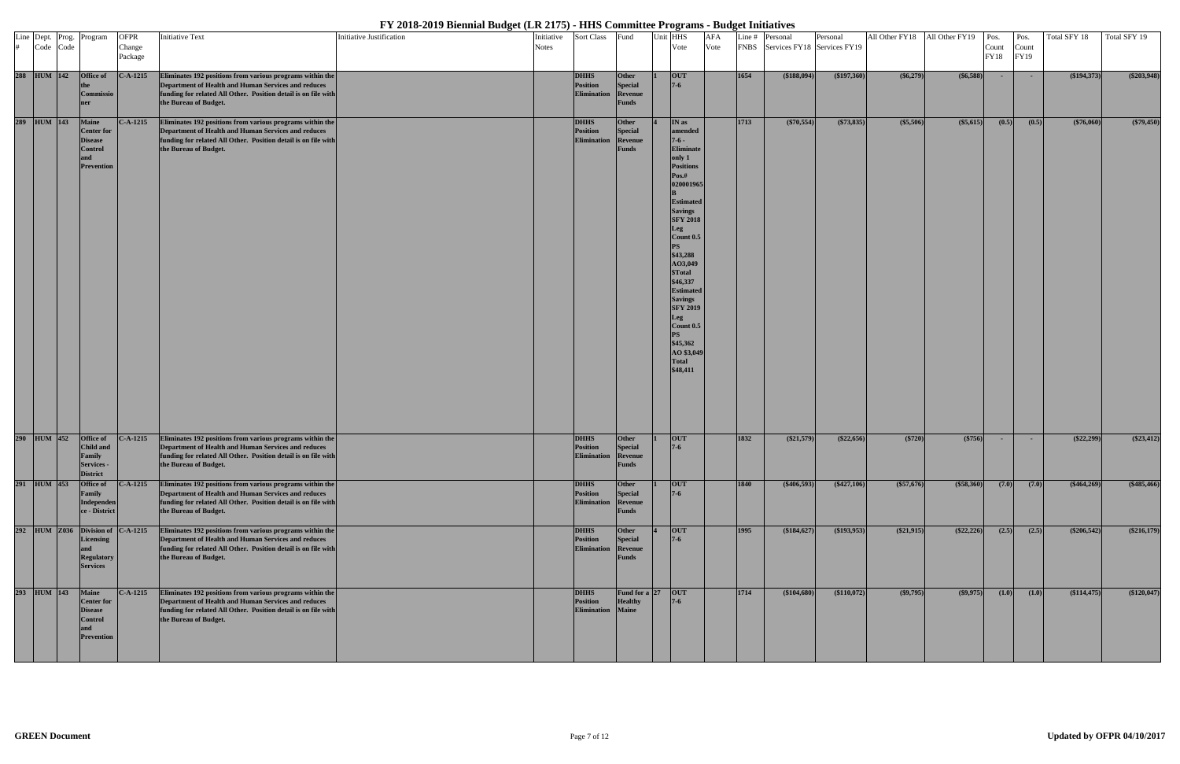# FY 2018-2019 Biennial Budget (LR 2175) - HHS Committee Programs - Budget Initiatives

| Line # | Dept. Code | Prog. Code | Program | OFPR Change Package | Initiative Text | Initiative Justification | Initiative Notes | Sort Class | Fund | Unit | HHS Vote | AFA Vote | Line # FNBS | Personal Services FY18 | Personal Services FY19 | All Other FY18 | All Other FY19 | Pos. Count FY18 | Pos. Count FY19 | Total SFY 18 | Total SFY 19 |
|---|---|---|---|---|---|---|---|---|---|---|---|---|---|---|---|---|---|---|---|---|---|
| 288 | HUM | 142 | Office of the Commissioner | C-A-1215 | Eliminates 192 positions from various programs within the Department of Health and Human Services and reduces funding for related All Other. Position detail is on file with the Bureau of Budget. | | | DHHS Position Elimination | Other Special Revenue Funds | 1 | OUT 7-6 | | 1654 | ($188,094) | ($197,360) | ($6,279) | ($6,588) | - | - | ($194,373) | ($203,948) |
| 289 | HUM | 143 | Maine Center for Disease Control and Prevention | C-A-1215 | Eliminates 192 positions from various programs within the Department of Health and Human Services and reduces funding for related All Other. Position detail is on file with the Bureau of Budget. | | | DHHS Position Elimination | Other Special Revenue Funds | 4 | IN as amended 7-6 - Eliminate only 1 Positions Pos.# 020001965B Estimated Savings SFY 2018 Leg Count 0.5 PS $43,288 AO3,049 $Total $46,337 Estimated Savings SFY 2019 Leg Count 0.5 PS $45,362 AO $3,049 Total $48,411 | | 1713 | ($70,554) | ($73,835) | ($5,506) | ($5,615) | (0.5) | (0.5) | ($76,060) | ($79,450) |
| 290 | HUM | 452 | Office of Child and Family Services - District | C-A-1215 | Eliminates 192 positions from various programs within the Department of Health and Human Services and reduces funding for related All Other. Position detail is on file with the Bureau of Budget. | | | DHHS Position Elimination | Other Special Revenue Funds | 1 | OUT 7-6 | | 1832 | ($21,579) | ($22,656) | ($720) | ($756) | - | - | ($22,299) | ($23,412) |
| 291 | HUM | 453 | Office of Family Independence - District | C-A-1215 | Eliminates 192 positions from various programs within the Department of Health and Human Services and reduces funding for related All Other. Position detail is on file with the Bureau of Budget. | | | DHHS Position Elimination | Other Special Revenue Funds | 1 | OUT 7-6 | | 1840 | ($406,593) | ($427,106) | ($57,676) | ($58,360) | (7.0) | (7.0) | ($464,269) | ($485,466) |
| 292 | HUM | Z036 | Division of Licensing and Regulatory Services | C-A-1215 | Eliminates 192 positions from various programs within the Department of Health and Human Services and reduces funding for related All Other. Position detail is on file with the Bureau of Budget. | | | DHHS Position Elimination | Other Special Revenue Funds | 4 | OUT 7-6 | | 1995 | ($184,627) | ($193,953) | ($21,915) | ($22,226) | (2.5) | (2.5) | ($206,542) | ($216,179) |
| 293 | HUM | 143 | Maine Center for Disease Control and Prevention | C-A-1215 | Eliminates 192 positions from various programs within the Department of Health and Human Services and reduces funding for related All Other. Position detail is on file with the Bureau of Budget. | | | DHHS Position Elimination | Fund for a Healthy Maine | 27 | OUT 7-6 | | 1714 | ($104,680) | ($110,072) | ($9,795) | ($9,975) | (1.0) | (1.0) | ($114,475) | ($120,047) |

**GREEN Document**

**Updated by OFPR 04/10/2017**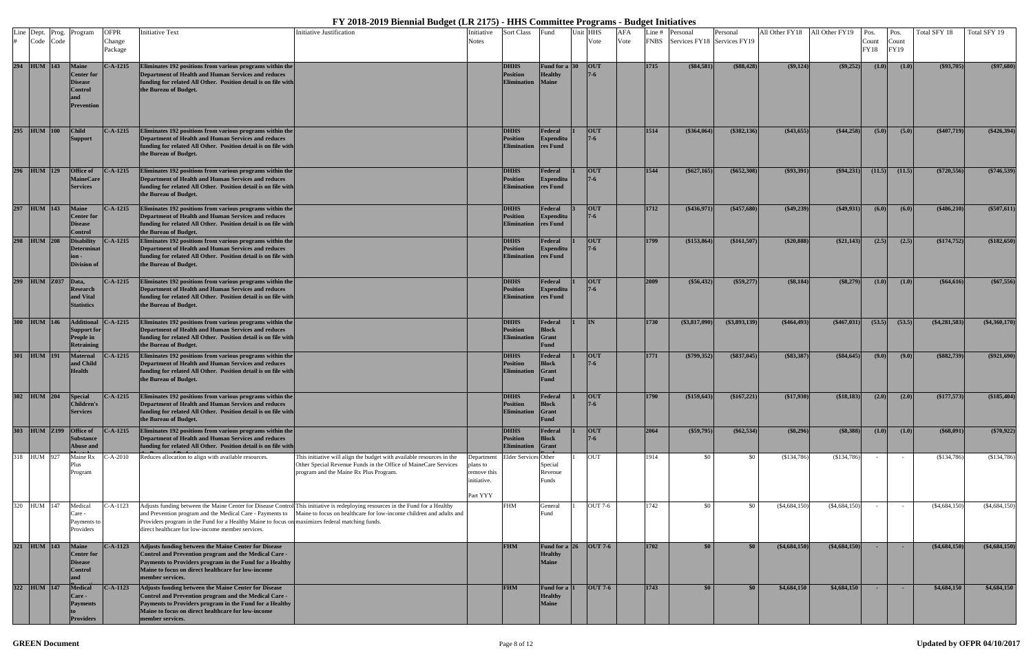# FY 2018-2019 Biennial Budget (LR 2175) - HHS Committee Programs - Budget Initiatives

| Line # | Dept. Code | Prog. Code | Program | OFPR Change Package | Initiative Text | Initiative Justification | Initiative Notes | Sort Class | Fund | Unit | HHS Vote | AFA Vote | Line # FNBS | Personal Services FY18 | Personal Services FY19 | All Other FY18 | All Other FY19 | Pos. Count FY18 | Pos. Count FY19 | Total SFY 18 | Total SFY 19 |
|---|---|---|---|---|---|---|---|---|---|---|---|---|---|---|---|---|---|---|---|---|---|
| 294 | HUM | 143 | Maine Center for Disease Control and Prevention | C-A-1215 | Eliminates 192 positions from various programs within the Department of Health and Human Services and reduces funding for related All Other. Position detail is on file with the Bureau of Budget. | | | DHHS Position Elimination | Fund for a Healthy Maine | 30 | OUT 7-6 | | 1715 | ($84,581) | ($88,428) | ($9,124) | ($9,252) | (1.0) | (1.0) | ($93,705) | ($97,680) |
| 295 | HUM | 100 | Child Support | C-A-1215 | Eliminates 192 positions from various programs within the Department of Health and Human Services and reduces funding for related All Other. Position detail is on file with the Bureau of Budget. | | | DHHS Position Elimination | Federal Expenditures Fund | 1 | OUT 7-6 | | 1514 | ($364,064) | ($382,136) | ($43,655) | ($44,258) | (5.0) | (5.0) | ($407,719) | ($426,394) |
| 296 | HUM | 129 | Office of MaineCare Services | C-A-1215 | Eliminates 192 positions from various programs within the Department of Health and Human Services and reduces funding for related All Other. Position detail is on file with the Bureau of Budget. | | | DHHS Position Elimination | Federal Expenditures Fund | 1 | OUT 7-6 | | 1544 | ($627,165) | ($652,308) | ($93,391) | ($94,231) | (11.5) | (11.5) | ($720,556) | ($746,539) |
| 297 | HUM | 143 | Maine Center for Disease Control | C-A-1215 | Eliminates 192 positions from various programs within the Department of Health and Human Services and reduces funding for related All Other. Position detail is on file with the Bureau of Budget. | | | DHHS Position Elimination | Federal Expenditures Fund | 3 | OUT 7-6 | | 1712 | ($436,971) | ($457,680) | ($49,239) | ($49,931) | (6.0) | (6.0) | ($486,210) | ($507,611) |
| 298 | HUM | 208 | Disability Determination - Division of | C-A-1215 | Eliminates 192 positions from various programs within the Department of Health and Human Services and reduces funding for related All Other. Position detail is on file with the Bureau of Budget. | | | DHHS Position Elimination | Federal Expenditures Fund | 1 | OUT 7-6 | | 1799 | ($153,864) | ($161,507) | ($20,888) | ($21,143) | (2.5) | (2.5) | ($174,752) | ($182,650) |
| 299 | HUM | Z037 | Data, Research and Vital Statistics | C-A-1215 | Eliminates 192 positions from various programs within the Department of Health and Human Services and reduces funding for related All Other. Position detail is on file with the Bureau of Budget. | | | DHHS Position Elimination | Federal Expenditures Fund | 1 | OUT 7-6 | | 2009 | ($56,432) | ($59,277) | ($8,184) | ($8,279) | (1.0) | (1.0) | ($64,616) | ($67,556) |
| 300 | HUM | 146 | Additional Support for People in Retraining | C-A-1215 | Eliminates 192 positions from various programs within the Department of Health and Human Services and reduces funding for related All Other. Position detail is on file with the Bureau of Budget. | | | DHHS Position Elimination | Federal Block Grant Fund | 1 | IN | | 1730 | ($3,817,090) | ($3,893,139) | ($464,493) | ($467,031) | (53.5) | (53.5) | ($4,281,583) | ($4,360,170) |
| 301 | HUM | 191 | Maternal and Child Health | C-A-1215 | Eliminates 192 positions from various programs within the Department of Health and Human Services and reduces funding for related All Other. Position detail is on file with the Bureau of Budget. | | | DHHS Position Elimination | Federal Block Grant Fund | 1 | OUT 7-6 | | 1771 | ($799,352) | ($837,045) | ($83,387) | ($84,645) | (9.0) | (9.0) | ($882,739) | ($921,690) |
| 302 | HUM | 204 | Special Children's Services | C-A-1215 | Eliminates 192 positions from various programs within the Department of Health and Human Services and reduces funding for related All Other. Position detail is on file with the Bureau of Budget. | | | DHHS Position Elimination | Federal Block Grant Fund | 1 | OUT 7-6 | | 1790 | ($159,643) | ($167,221) | ($17,930) | ($18,183) | (2.0) | (2.0) | ($177,573) | ($185,404) |
| 303 | HUM | Z199 | Office of Substance Abuse and | C-A-1215 | Eliminates 192 positions from various programs within the Department of Health and Human Services and reduces funding for related All Other. Position detail is on file with | | | DHHS Position Elimination | Federal Block Grant | 1 | OUT 7-6 | | 2064 | ($59,795) | ($62,534) | ($8,296) | ($8,388) | (1.0) | (1.0) | ($68,091) | ($70,922) |
| 318 | HUM | 927 | Maine Rx Plus Program | C-A-2010 | Reduces allocation to align with available resources. | This initiative will align the budget with available resources in the Other Special Revenue Funds in the Office of MaineCare Services program and the Maine Rx Plus Program. | Department plans to remove this initiative. Part YYY | Elder Services | Other Special Revenue Funds | 1 | OUT | | 1914 | $0 | $0 | ($134,786) | ($134,786) | - | - | ($134,786) | ($134,786) |
| 320 | HUM | 147 | Medical Care - Payments to Providers | C-A-1123 | Adjusts funding between the Maine Center for Disease Control and Prevention program and the Medical Care - Payments to Providers program in the Fund for a Healthy Maine to focus on direct healthcare for low-income member services. | This initiative is redeploying resources in the Fund for a Healthy Maine to focus on healthcare for low-income children and adults and maximizes federal matching funds. | | FHM | General Fund | 1 | OUT 7-6 | | 1742 | $0 | $0 | ($4,684,150) | ($4,684,150) | - | - | ($4,684,150) | ($4,684,150) |
| 321 | HUM | 143 | Maine Center for Disease Control and | C-A-1123 | Adjusts funding between the Maine Center for Disease Control and Prevention program and the Medical Care - Payments to Providers program in the Fund for a Healthy Maine to focus on direct healthcare for low-income member services. | | | FHM | Fund for a Healthy Maine | 26 | OUT 7-6 | | 1702 | $0 | $0 | ($4,684,150) | ($4,684,150) | - | - | ($4,684,150) | ($4,684,150) |
| 322 | HUM | 147 | Medical Care - Payments to Providers | C-A-1123 | Adjusts funding between the Maine Center for Disease Control and Prevention program and the Medical Care - Payments to Providers program in the Fund for a Healthy Maine to focus on direct healthcare for low-income member services. | | | FHM | Fund for a Healthy Maine | 1 | OUT 7-6 | | 1743 | $0 | $0 | $4,684,150 | $4,684,150 | - | - | $4,684,150 | $4,684,150 |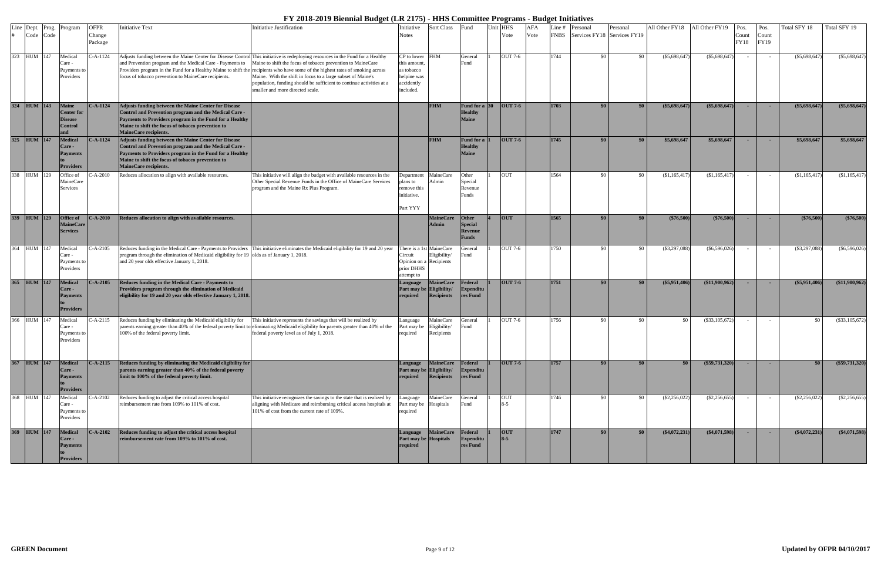# FY 2018-2019 Biennial Budget (LR 2175) - HHS Committee Programs - Budget Initiatives

| Line # | Dept. Code | Prog. Code | Program | OFPR Change Package | Initiative Text | Initiative Justification | Initiative Notes | Sort Class | Fund | Unit | HHS Vote | AFA Vote | Line # FNBS | Personal Services FY18 | Personal Services FY19 | All Other FY18 | All Other FY19 | Pos. Count FY18 | Pos. Count FY19 | Total SFY 18 | Total SFY 19 |
|---|---|---|---|---|---|---|---|---|---|---|---|---|---|---|---|---|---|---|---|---|---|
| 323 | HUM | 147 | Medical Care - Payments to Providers | C-A-1124 | Adjusts funding between the Maine Center for Disease Control and Prevention program and the Medical Care - Payments to Providers program in the Fund for a Healthy Maine to shift the focus of tobacco prevention to MaineCare recipients. | This initiative is redeploying resources in the Fund for a Healthy Maine to shift the focus of tobacco prevention to MaineCare recipients who have some of the highest rates of smoking across Maine. With the shift in focus to a large subset of Maine's population, funding should be sufficient to continue activities at a smaller and more directed scale. | CP to lower this amount, as tobacco helpine was accidently included. | FHM | General Fund | 1 | OUT 7-6 | | 1744 | $0 | $0 | ($5,698,647) | ($5,698,647) | - | - | ($5,698,647) | ($5,698,647) |
| **324** | **HUM** | **143** | **Maine Center for Disease Control and** | **C-A-1124** | **Adjusts funding between the Maine Center for Disease Control and Prevention program and the Medical Care - Payments to Providers program in the Fund for a Healthy Maine to shift the focus of tobacco prevention to MaineCare recipients.** | | | **FHM** | **Fund for a Healthy Maine** | **30** | **OUT 7-6** | | **1703** | **$0** | **$0** | **($5,698,647)** | **($5,698,647)** | **-** | **-** | **($5,698,647)** | **($5,698,647)** |
| **325** | **HUM** | **147** | **Medical Care - Payments to Providers** | **C-A-1124** | **Adjusts funding between the Maine Center for Disease Control and Prevention program and the Medical Care - Payments to Providers program in the Fund for a Healthy Maine to shift the focus of tobacco prevention to MaineCare recipients.** | | | **FHM** | **Fund for a Healthy Maine** | **1** | **OUT 7-6** | | **1745** | **$0** | **$0** | **$5,698,647** | **$5,698,647** | **-** | **-** | **$5,698,647** | **$5,698,647** |
| 338 | HUM | 129 | Office of MaineCare Services | C-A-2010 | Reduces allocation to align with available resources. | This initiative will align the budget with available resources in the Other Special Revenue Funds in the Office of MaineCare Services program and the Maine Rx Plus Program. | Department plans to remove this initiative. Part YYY | MaineCare Admin | Other Special Revenue Funds | 1 | OUT | | 1564 | $0 | $0 | ($1,165,417) | ($1,165,417) | - | - | ($1,165,417) | ($1,165,417) |
| **339** | **HUM** | **129** | **Office of MaineCare Services** | **C-A-2010** | **Reduces allocation to align with available resources.** | | | **MaineCare Admin** | **Other Special Revenue Funds** | **4** | **OUT** | | **1565** | **$0** | **$0** | **($76,500)** | **($76,500)** | **-** | **-** | **($76,500)** | **($76,500)** |
| 364 | HUM | 147 | Medical Care - Payments to Providers | C-A-2105 | Reduces funding in the Medical Care - Payments to Providers program through the elimination of Medicaid eligibility for 19 and 20 year olds effective January 1, 2018. | This initiative eliminates the Medicaid eligibility for 19 and 20 year olds as of January 1, 2018. | There is a 1st Circuit Opinion on a prior DHHS attempt to | MaineCare Eligibility/ Recipients | General Fund | 1 | OUT 7-6 | | 1750 | $0 | $0 | ($3,297,088) | ($6,596,026) | - | - | ($3,297,088) | ($6,596,026) |
| **365** | **HUM** | **147** | **Medical Care - Payments to Providers** | **C-A-2105** | **Reduces funding in the Medical Care - Payments to Providers program through the elimination of Medicaid eligibility for 19 and 20 year olds effective January 1, 2018.** | | **Language Part may be required** | **MaineCare Eligibility/ Recipients** | **Federal Expenditures Fund** | **1** | **OUT 7-6** | | **1751** | **$0** | **$0** | **($5,951,406)** | **($11,900,962)** | **-** | **-** | **($5,951,406)** | **($11,900,962)** |
| 366 | HUM | 147 | Medical Care - Payments to Providers | C-A-2115 | Reduces funding by eliminating the Medicaid eligibility for parents earning greater than 40% of the federal poverty limit to 100% of the federal poverty limit. | This initiative represents the savings that will be realized by eliminating Medicaid eligibility for parents greater than 40% of the federal poverty level as of July 1, 2018. | Language Part may be required | MaineCare Eligibility/ Recipients | General Fund | 1 | OUT 7-6 | | 1756 | $0 | $0 | $0 | ($33,105,672) | - | - | $0 | ($33,105,672) |
| **367** | **HUM** | **147** | **Medical Care - Payments to Providers** | **C-A-2115** | **Reduces funding by eliminating the Medicaid eligibility for parents earning greater than 40% of the federal poverty limit to 100% of the federal poverty limit.** | | **Language Part may be required** | **MaineCare Eligibility/ Recipients** | **Federal Expenditures Fund** | **1** | **OUT 7-6** | | **1757** | **$0** | **$0** | **$0** | **($59,731,320)** | **-** | **-** | **$0** | **($59,731,320)** |
| 368 | HUM | 147 | Medical Care - Payments to Providers | C-A-2102 | Reduces funding to adjust the critical access hospital reimbursement rate from 109% to 101% of cost. | This initiative recognizes the savings to the state that is realized by aligning with Medicare and reimbursing critical access hospitals at 101% of cost from the current rate of 109%. | Language Part may be required | MaineCare Hospitals | General Fund | 1 | OUT 8-5 | | 1746 | $0 | $0 | ($2,256,022) | ($2,256,655) | - | - | ($2,256,022) | ($2,256,655) |
| **369** | **HUM** | **147** | **Medical Care - Payments to Providers** | **C-A-2102** | **Reduces funding to adjust the critical access hospital reimbursement rate from 109% to 101% of cost.** | | **Language Part may be required** | **MaineCare Hospitals** | **Federal Expenditures Fund** | **1** | **OUT 8-5** | | **1747** | **$0** | **$0** | **($4,072,231)** | **($4,071,598)** | **-** | **-** | **($4,072,231)** | **($4,071,598)** |

GREEN Document

Updated by OFPR 04/10/2017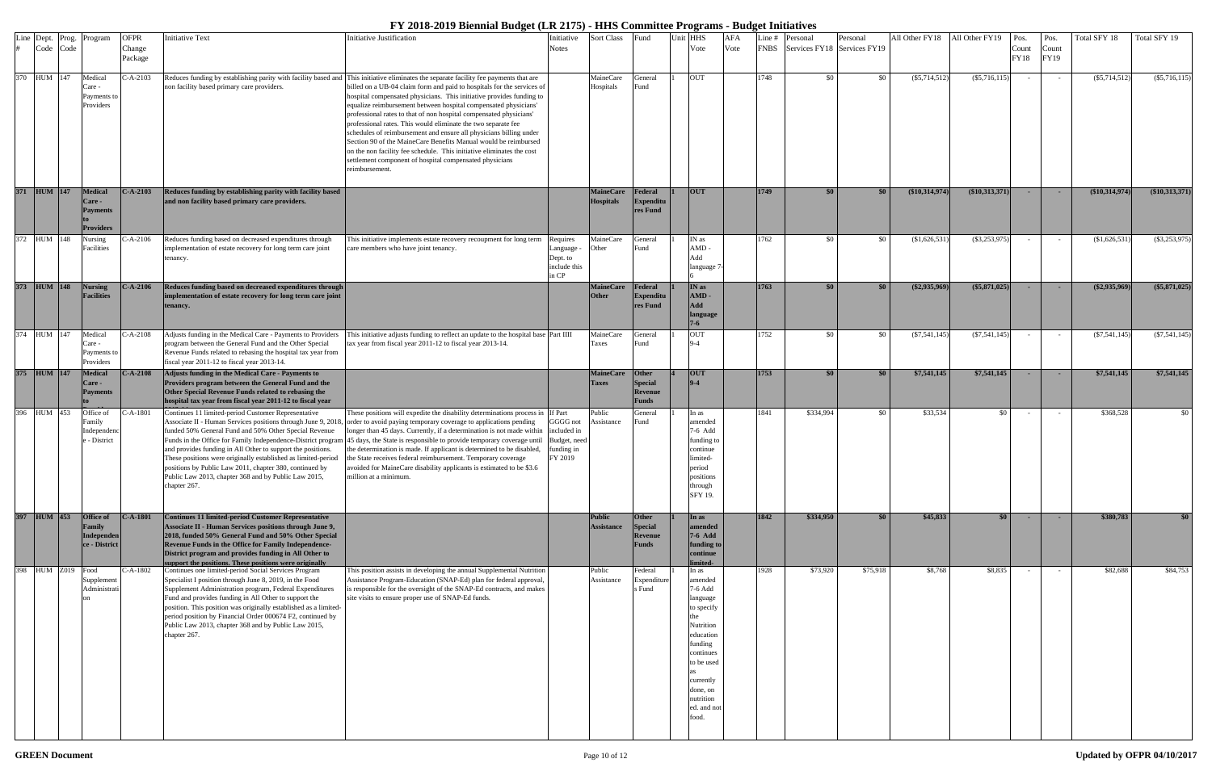# FY 2018-2019 Biennial Budget (LR 2175) - HHS Committee Programs - Budget Initiatives

| Line # | Dept. Code | Prog. Code | Program | OFPR Change Package | Initiative Text | Initiative Justification | Initiative Notes | Sort Class | Fund | Unit | HHS Vote | AFA Vote | Line # FNBS | Personal Services FY18 | Personal Services FY19 | All Other FY18 | All Other FY19 | Pos. Count FY18 | Pos. Count FY19 | Total SFY 18 | Total SFY 19 |
|---|---|---|---|---|---|---|---|---|---|---|---|---|---|---|---|---|---|---|---|---|---|
| 370 | HUM | 147 | Medical Care - Payments to Providers | C-A-2103 | Reduces funding by establishing parity with facility based and non facility based primary care providers. | This initiative eliminates the separate facility fee payments that are billed on a UB-04 claim form and paid to hospitals for the services of hospital compensated physicians. This initiative provides funding to equalize reimbursement between hospital compensated physicians' professional rates to that of non hospital compensated physicians' professional rates. This would eliminate the two separate fee schedules of reimbursement and ensure all physicians billing under Section 90 of the MaineCare Benefits Manual would be reimbursed on the non facility fee schedule. This initiative eliminates the cost settlement component of hospital compensated physicians reimbursement. | | MaineCare Hospitals | General Fund | | OUT | | 1748 | $0 | $0 | ($5,714,512) | ($5,716,115) | - | - | ($5,714,512) | ($5,716,115) |
| **371** | **HUM** | **147** | **Medical Care - Payments to Providers** | **C-A-2103** | **Reduces funding by establishing parity with facility based and non facility based primary care providers.** | | | **MaineCare Hospitals** | **Federal Expenditures Fund** | | **OUT** | | **1749** | **$0** | **$0** | **($10,314,974)** | **($10,313,371)** | **-** | **-** | **($10,314,974)** | **($10,313,371)** |
| 372 | HUM | 148 | Nursing Facilities | C-A-2106 | Reduces funding based on decreased expenditures through implementation of estate recovery for long term care joint tenancy. | This initiative implements estate recovery recoupment for long term care members who have joint tenancy. | Requires Language - Dept. to include this in CP | MaineCare Other | General Fund | 1 | IN as AMD - Add language 7-6 | | 1762 | $0 | $0 | ($1,626,531) | ($3,253,975) | - | - | ($1,626,531) | ($3,253,975) |
| **373** | **HUM** | **148** | **Nursing Facilities** | **C-A-2106** | **Reduces funding based on decreased expenditures through implementation of estate recovery for long term care joint tenancy.** | | | **MaineCare Other** | **Federal Expenditures Fund** | **1** | **IN as AMD - Add language 7-6** | | **1763** | **$0** | **$0** | **($2,935,969)** | **($5,871,025)** | **-** | **-** | **($2,935,969)** | **($5,871,025)** |
| 374 | HUM | 147 | Medical Care - Payments to Providers | C-A-2108 | Adjusts funding in the Medical Care - Payments to Providers program between the General Fund and the Other Special Revenue Funds related to rebasing the hospital tax year from fiscal year 2011-12 to fiscal year 2013-14. | This initiative adjusts funding to reflect an update to the hospital base year tax year from fiscal year 2011-12 to fiscal year 2013-14. | Part IIII | MaineCare Taxes | General Fund | 1 | OUT 9-4 | | 1752 | $0 | $0 | ($7,541,145) | ($7,541,145) | - | - | ($7,541,145) | ($7,541,145) |
| **375** | **HUM** | **147** | **Medical Care - Payments to** | **C-A-2108** | **Adjusts funding in the Medical Care - Payments to Providers program between the General Fund and the Other Special Revenue Funds related to rebasing the hospital tax year from fiscal year 2011-12 to fiscal year** | | | **MaineCare Taxes** | **Other Special Revenue Funds** | **4** | **OUT 9-4** | | **1753** | **$0** | **$0** | **$7,541,145** | **$7,541,145** | **-** | **-** | **$7,541,145** | **$7,541,145** |
| 396 | HUM | 453 | Office of Family Independence - District | C-A-1801 | Continues 11 limited-period Customer Representative Associate II - Human Services positions through June 9, 2018, funded 50% General Fund and 50% Other Special Revenue Funds in the Office for Family Independence-District program and provides funding in All Other to support the positions. These positions were originally established as limited-period positions by Public Law 2011, chapter 380, continued by Public Law 2013, chapter 368 and by Public Law 2015, chapter 267. | These positions will expedite the disability determinations process in order to avoid paying temporary coverage to applications pending longer than 45 days. Currently, if a determination is not made within 45 days, the State is responsible to provide temporary coverage until the determination is made. If applicant is determined to be disabled, the State receives federal reimbursement. Temporary coverage avoided for MaineCare disability applicants is estimated to be $3.6 million at a minimum. | If Part GGGG not included in Budget, need funding in FY 2019 | Public Assistance | General Fund | 1 | In as amended 7-6 Add funding to continue limited-period positions through SFY 19. | | 1841 | $334,994 | $0 | $33,534 | $0 | - | - | $368,528 | $0 |
| **397** | **HUM** | **453** | **Office of Family Independence - District** | **C-A-1801** | **Continues 11 limited-period Customer Representative Associate II - Human Services positions through June 9, 2018, funded 50% General Fund and 50% Other Special Revenue Funds in the Office for Family Independence-District program and provides funding in All Other to support the positions. These positions were originally** | | | **Public Assistance** | **Other Special Revenue Funds** | **1** | **In as amended 7-6 Add funding to continue limited-** | | **1842** | **$334,950** | **$0** | **$45,833** | **$0** | **-** | **-** | **$380,783** | **$0** |
| 398 | HUM | Z019 | Food Supplement Administration | C-A-1802 | Continues one limited-period Social Services Program Specialist I position through June 8, 2019, in the Food Supplement Administration program, Federal Expenditures Fund and provides funding in All Other to support the position. This position was originally established as a limited-period position by Financial Order 000674 F2, continued by Public Law 2013, chapter 368 and by Public Law 2015, chapter 267. | This position assists in developing the annual Supplemental Nutrition Assistance Program-Education (SNAP-Ed) plan for federal approval, is responsible for the oversight of the SNAP-Ed contracts, and makes site visits to ensure proper use of SNAP-Ed funds. | | Public Assistance | Federal Expenditures Fund | 1 | In as amended 7-6 Add language to specify the Nutrition education funding continues to be used as currently done, on nutrition ed. and not food. | | 1928 | $73,920 | $75,918 | $8,768 | $8,835 | - | - | $82,688 | $84,753 |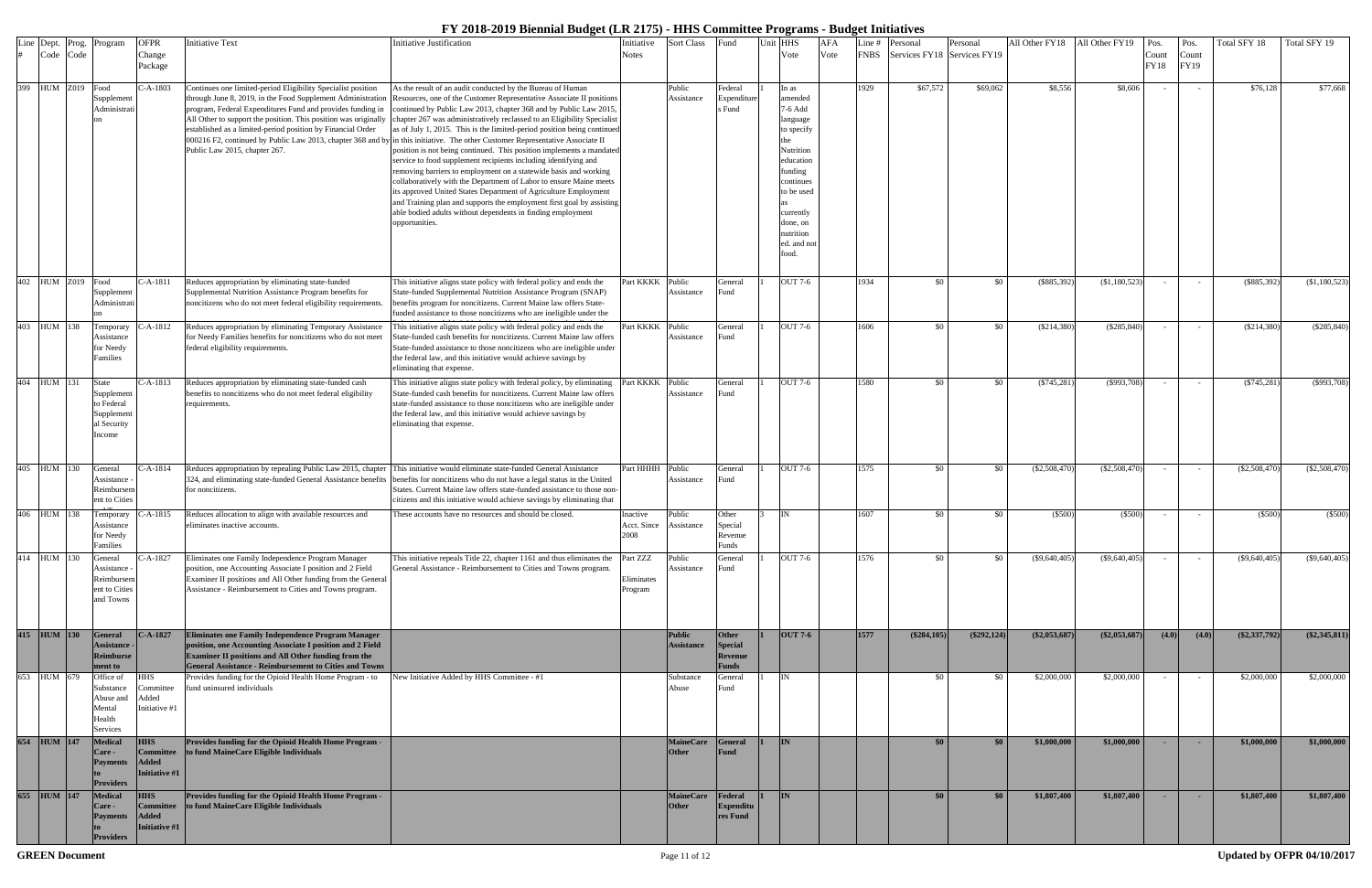# FY 2018-2019 Biennial Budget (LR 2175) - HHS Committee Programs - Budget Initiatives

| Line # | Dept. Code | Prog. Code | Program | OFPR Change Package | Initiative Text | Initiative Justification | Initiative Notes | Sort Class | Fund | Unit | HHS Vote | AFA Vote | Line # FNBS | Personal Services FY18 | Personal Services FY19 | All Other FY18 | All Other FY19 | Pos. Count FY18 | Pos. Count FY19 | Total SFY 18 | Total SFY 19 |
|---|---|---|---|---|---|---|---|---|---|---|---|---|---|---|---|---|---|---|---|---|---|
| 399 | HUM | Z019 | Food Supplement Administration | C-A-1803 | Continues one limited-period Eligibility Specialist position through June 8, 2019, in the Food Supplement Administration program, Federal Expenditures Fund and provides funding in All Other to support the position. This position was originally established as a limited-period position by Financial Order 000216 F2, continued by Public Law 2013, chapter 368 and by Public Law 2015, chapter 267. | As the result of an audit conducted by the Bureau of Human Resources, one of the Customer Representative Associate II positions continued by Public Law 2013, chapter 368 and by Public Law 2015, chapter 267 was administratively reclassed to an Eligibility Specialist as of July 1, 2015. This is the limited-period position being continued in this initiative. The other Customer Representative Associate II position is not being continued. This position implements a mandated service to food supplement recipients including identifying and removing barriers to employment on a statewide basis and working collaboratively with the Department of Labor to ensure Maine meets its approved United States Department of Agriculture Employment and Training plan and supports the employment first goal by assisting able bodied adults without dependents in finding employment opportunities. | | Public Assistance | Federal Expenditures Fund | | In as amended 7-6 Add language to specify the Nutrition education funding continues to be used as currently done, on nutrition ed. and not food. | | 1929 | $67,572 | $69,062 | $8,556 | $8,606 | - | - | $76,128 | $77,668 |
| 402 | HUM | Z019 | Food Supplement Administration | C-A-1811 | Reduces appropriation by eliminating state-funded Supplemental Nutrition Assistance Program benefits for noncitizens who do not meet federal eligibility requirements. | This initiative aligns state policy with federal policy and ends the State-funded Supplemental Nutrition Assistance Program (SNAP) benefits program for noncitizens. Current Maine law offers State-funded assistance to those noncitizens who are ineligible under the | Part KKKK | Public Assistance | General Fund | 1 | OUT 7-6 | | 1934 | $0 | $0 | ($885,392) | ($1,180,523) | - | - | ($885,392) | ($1,180,523) |
| 403 | HUM | 138 | Temporary Assistance for Needy Families | C-A-1812 | Reduces appropriation by eliminating Temporary Assistance for Needy Families benefits for noncitizens who do not meet federal eligibility requirements. | This initiative aligns state policy with federal policy and ends the State-funded cash benefits for noncitizens. Current Maine law offers State-funded assistance to those noncitizens who are ineligible under the federal law, and this initiative would achieve savings by eliminating that expense. | Part KKKK | Public Assistance | General Fund | 1 | OUT 7-6 | | 1606 | $0 | $0 | ($214,380) | ($285,840) | - | - | ($214,380) | ($285,840) |
| 404 | HUM | 131 | State Supplement to Federal Supplemental Security Income | C-A-1813 | Reduces appropriation by eliminating state-funded cash benefits to noncitizens who do not meet federal eligibility requirements. | This initiative aligns state policy with federal policy, by eliminating State-funded cash benefits for noncitizens. Current Maine law offers state-funded assistance to those noncitizens who are ineligible under the federal law, and this initiative would achieve savings by eliminating that expense. | Part KKKK | Public Assistance | General Fund | 1 | OUT 7-6 | | 1580 | $0 | $0 | ($745,281) | ($993,708) | - | - | ($745,281) | ($993,708) |
| 405 | HUM | 130 | General Assistance - Reimbursement to Cities | C-A-1814 | Reduces appropriation by repealing Public Law 2015, chapter 324, and eliminating state-funded General Assistance benefits for noncitizens. | This initiative would eliminate state-funded General Assistance benefits for noncitizens who do not have a legal status in the United States. Current Maine law offers state-funded assistance to those non-citizens and this initiative would achieve savings by eliminating that | Part HHHH | Public Assistance | General Fund | 1 | OUT 7-6 | | 1575 | $0 | $0 | ($2,508,470) | ($2,508,470) | - | - | ($2,508,470) | ($2,508,470) |
| 406 | HUM | 138 | Temporary Assistance for Needy Families | C-A-1815 | Reduces allocation to align with available resources and eliminates inactive accounts. | These accounts have no resources and should be closed. | Inactive Acct. Since 2008 | Public Assistance | Other Special Revenue Funds | 3 | IN | | 1607 | $0 | $0 | ($500) | ($500) | - | - | ($500) | ($500) |
| 414 | HUM | 130 | General Assistance - Reimbursement to Cities and Towns | C-A-1827 | Eliminates one Family Independence Program Manager position, one Accounting Associate I position and 2 Field Examiner II positions and All Other funding from the General Assistance - Reimbursement to Cities and Towns program. | This initiative repeals Title 22, chapter 1161 and thus eliminates the General Assistance - Reimbursement to Cities and Towns program. | Part ZZZ Eliminates Program | Public Assistance | General Fund | 1 | OUT 7-6 | | 1576 | $0 | $0 | ($9,640,405) | ($9,640,405) | - | - | ($9,640,405) | ($9,640,405) |
| **415** | **HUM** | **130** | **General Assistance - Reimbursement to** | **C-A-1827** | **Eliminates one Family Independence Program Manager position, one Accounting Associate I position and 2 Field Examiner II positions and All Other funding from the General Assistance - Reimbursement to Cities and Towns** | | | **Public Assistance** | **Other Special Revenue Funds** | **1** | **OUT 7-6** | | **1577** | **($284,105)** | **($292,124)** | **($2,053,687)** | **($2,053,687)** | **(4.0)** | **(4.0)** | **($2,337,792)** | **($2,345,811)** |
| 653 | HUM | 679 | Office of Substance Abuse and Mental Health Services | HHS Committee Added Initiative #1 | Provides funding for the Opioid Health Home Program - to fund uninsured individuals | New Initiative Added by HHS Committee - #1 | | Substance Abuse | General Fund | 1 | IN | | | $0 | $0 | $2,000,000 | $2,000,000 | - | - | $2,000,000 | $2,000,000 |
| **654** | **HUM** | **147** | **Medical Care - Payments to Providers** | **HHS Committee Added Initiative #1** | **Provides funding for the Opioid Health Home Program - to fund MaineCare Eligible Individuals** | | | **MaineCare Other** | **General Fund** | **1** | **IN** | | | **$0** | **$0** | **$1,000,000** | **$1,000,000** | **-** | **-** | **$1,000,000** | **$1,000,000** |
| **655** | **HUM** | **147** | **Medical Care - Payments to Providers** | **HHS Committee Added Initiative #1** | **Provides funding for the Opioid Health Home Program - to fund MaineCare Eligible Individuals** | | | **MaineCare Other** | **Federal Expenditures Fund** | **1** | **IN** | | | **$0** | **$0** | **$1,807,400** | **$1,807,400** | **-** | **-** | **$1,807,400** | **$1,807,400** |

**GREEN Document** | **Updated by OFPR 04/10/2017**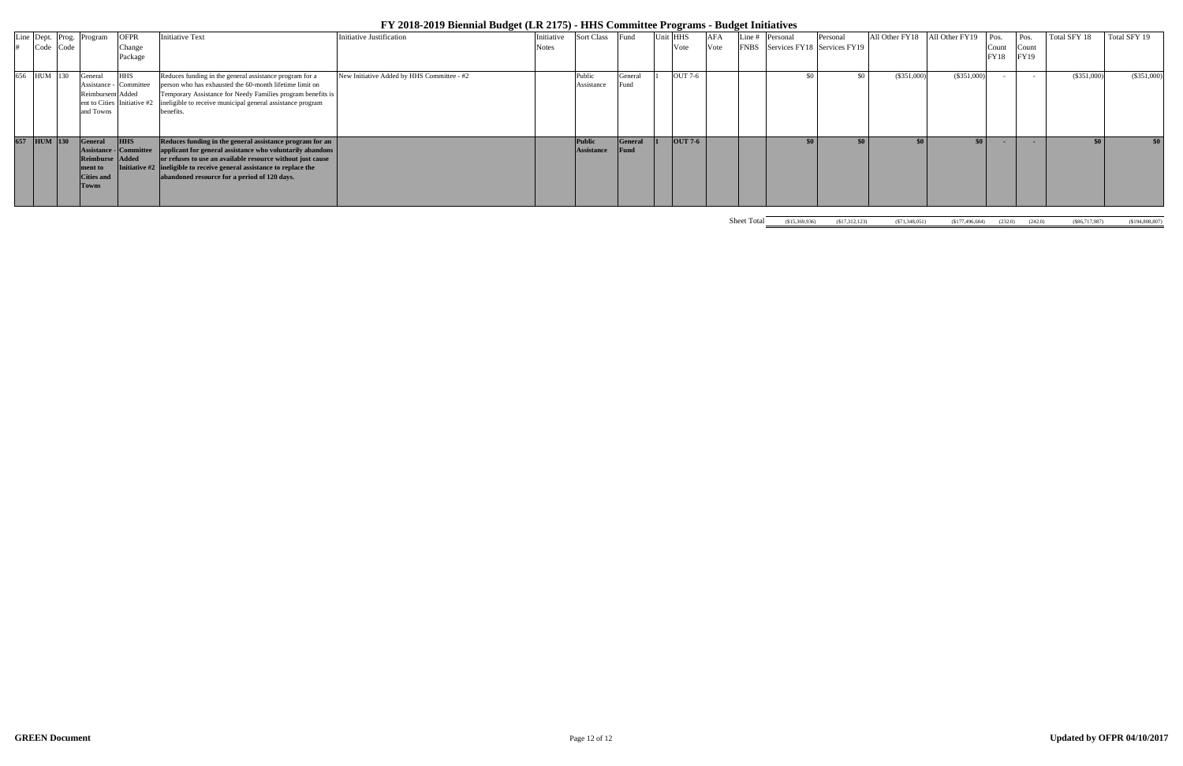# FY 2018-2019 Biennial Budget (LR 2175) - HHS Committee Programs - Budget Initiatives

| Line # | Dept. Code | Prog. Code | Program | OFPR Change Package | Initiative Text | Initiative Justification | Initiative Notes | Sort Class | Fund | Unit | HHS Vote | AFA Vote | Line # FNBS | Personal Services FY18 | Personal Services FY19 | All Other FY18 | All Other FY19 | Pos. Count FY18 | Pos. Count FY19 | Total SFY 18 | Total SFY 19 |
|---|---|---|---|---|---|---|---|---|---|---|---|---|---|---|---|---|---|---|---|---|---|
| 656 | HUM | 130 | General Assistance - Reimbursement to Cities and Towns | HHS Committee Added Initiative #2 | Reduces funding in the general assistance program for a person who has exhausted the 60-month lifetime limit on Temporary Assistance for Needy Families program benefits is ineligible to receive municipal general assistance program benefits. | New Initiative Added by HHS Committee - #2 | | Public Assistance | General Fund | 1 | OUT 7-6 | | | $0 | $0 | ($351,000) | ($351,000) | - | - | ($351,000) | ($351,000) |
| **657** | **HUM** | **130** | **General Assistance - Reimbursement to Cities and Towns** | **HHS Committee Added Initiative #2** | **Reduces funding in the general assistance program for an applicant for general assistance who voluntarily abandons or refuses to use an available resource without just cause ineligible to receive general assistance to replace the abandoned resource for a period of 120 days.** | | | **Public Assistance** | **General Fund** | **1** | **OUT 7-6** | | | **$0** | **$0** | **$0** | **$0** | **-** | **-** | **$0** | **$0** |
| | | | | | | | | | | | | | Sheet Total | ($15,369,936) | ($17,312,123) | ($71,348,051) | ($177,496,684) | (232.0) | (242.0) | ($86,717,987) | ($194,808,807) |

**GREEN Document** Updated by OFPR 04/10/2017